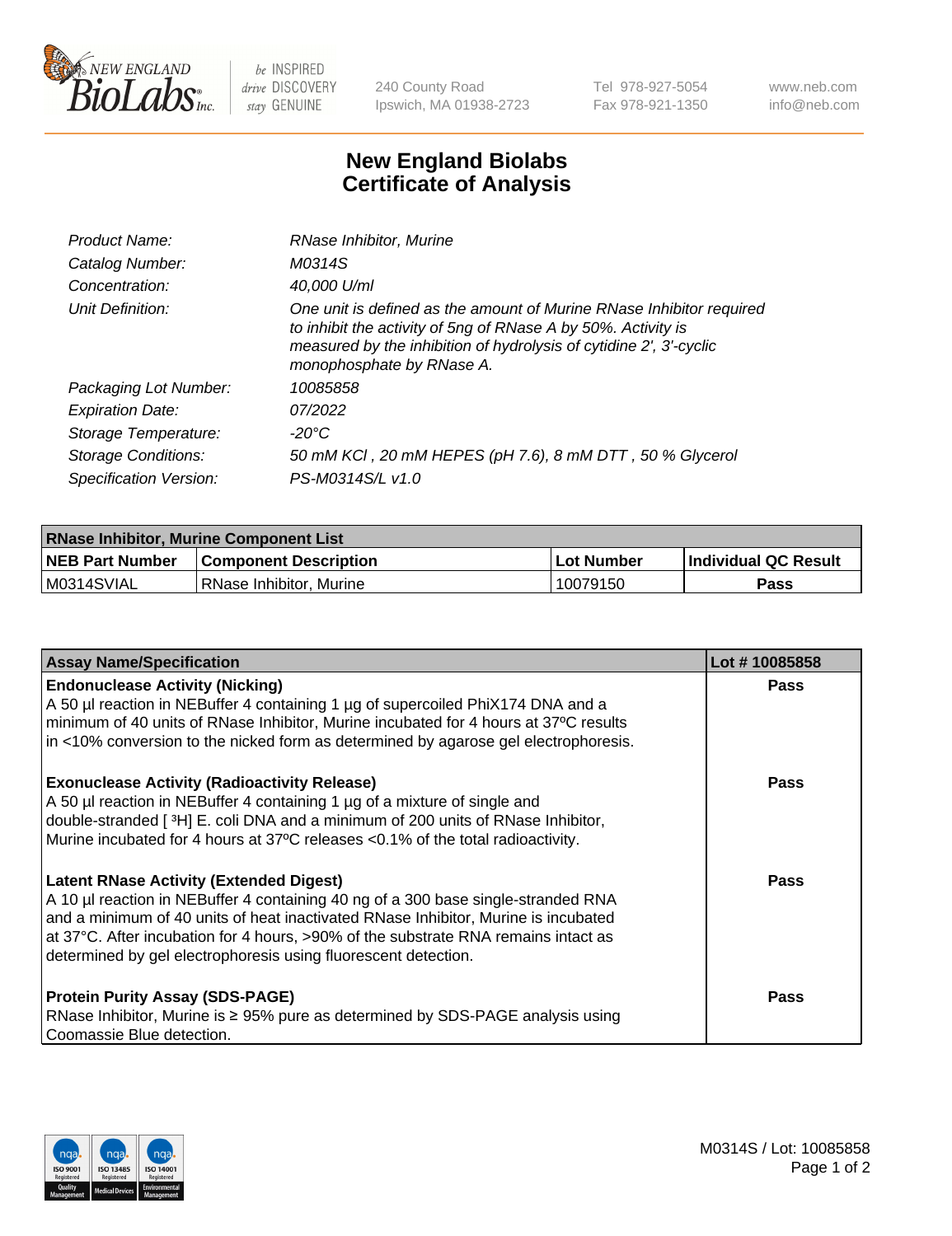# New England Biolabs Certificate of Analysis

| | |
|---|---|
| *Product Name:* | *RNase Inhibitor, Murine* |
| *Catalog Number:* | *M0314S* |
| *Concentration:* | *40,000 U/ml* |
| *Unit Definition:* | *One unit is defined as the amount of Murine RNase Inhibitor required to inhibit the activity of 5ng of RNase A by 50%. Activity is measured by the inhibition of hydrolysis of cytidine 2', 3'-cyclic monophosphate by RNase A.* |
| *Packaging Lot Number:* | *10085858* |
| *Expiration Date:* | *07/2022* |
| *Storage Temperature:* | *-20°C* |
| *Storage Conditions:* | *50 mM KCl , 20 mM HEPES (pH 7.6), 8 mM DTT , 50 % Glycerol* |
| *Specification Version:* | *PS-M0314S/L v1.0* |

| RNase Inhibitor, Murine Component List | | | |
|---|---|---|---|
| **NEB Part Number** | **Component Description** | **Lot Number** | **Individual QC Result** |
| M0314SVIAL | RNase Inhibitor, Murine | 10079150 | **Pass** |

| Assay Name/Specification | Lot # 10085858 |
|---|---|
| **Endonuclease Activity (Nicking)**<br>A 50 µl reaction in NEBuffer 4 containing 1 µg of supercoiled PhiX174 DNA and a minimum of 40 units of RNase Inhibitor, Murine incubated for 4 hours at 37ºC results in <10% conversion to the nicked form as determined by agarose gel electrophoresis. | **Pass** |
| **Exonuclease Activity (Radioactivity Release)**<br>A 50 µl reaction in NEBuffer 4 containing 1 µg of a mixture of single and double-stranded [ $^3$H] E. coli DNA and a minimum of 200 units of RNase Inhibitor, Murine incubated for 4 hours at 37ºC releases <0.1% of the total radioactivity. | **Pass** |
| **Latent RNase Activity (Extended Digest)**<br>A 10 µl reaction in NEBuffer 4 containing 40 ng of a 300 base single-stranded RNA and a minimum of 40 units of heat inactivated RNase Inhibitor, Murine is incubated at 37°C. After incubation for 4 hours, >90% of the substrate RNA remains intact as determined by gel electrophoresis using fluorescent detection. | **Pass** |
| **Protein Purity Assay (SDS-PAGE)**<br>RNase Inhibitor, Murine is ≥ 95% pure as determined by SDS-PAGE analysis using Coomassie Blue detection. | **Pass** |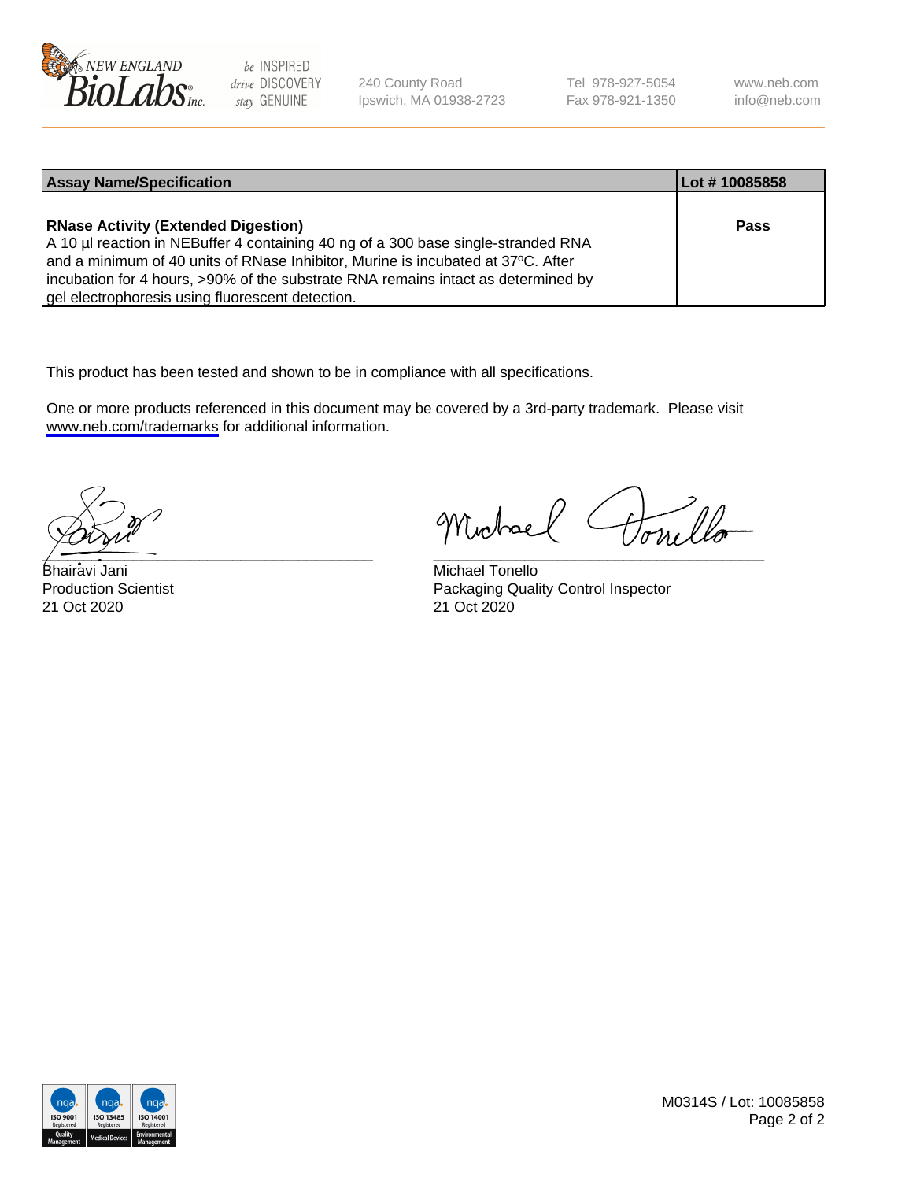| Assay Name/Specification | Lot # 10085858 |
| --- | --- |
| **RNase Activity (Extended Digestion)**<br>A 10 µl reaction in NEBuffer 4 containing 40 ng of a 300 base single-stranded RNA and a minimum of 40 units of RNase Inhibitor, Murine is incubated at 37ºC. After incubation for 4 hours, >90% of the substrate RNA remains intact as determined by gel electrophoresis using fluorescent detection. | **Pass** |

This product has been tested and shown to be in compliance with all specifications.

One or more products referenced in this document may be covered by a 3rd-party trademark. Please visit www.neb.com/trademarks for additional information.

Bhairavi Jani
Production Scientist
21 Oct 2020

Michael Tonello
Packaging Quality Control Inspector
21 Oct 2020

M0314S / Lot: 10085858